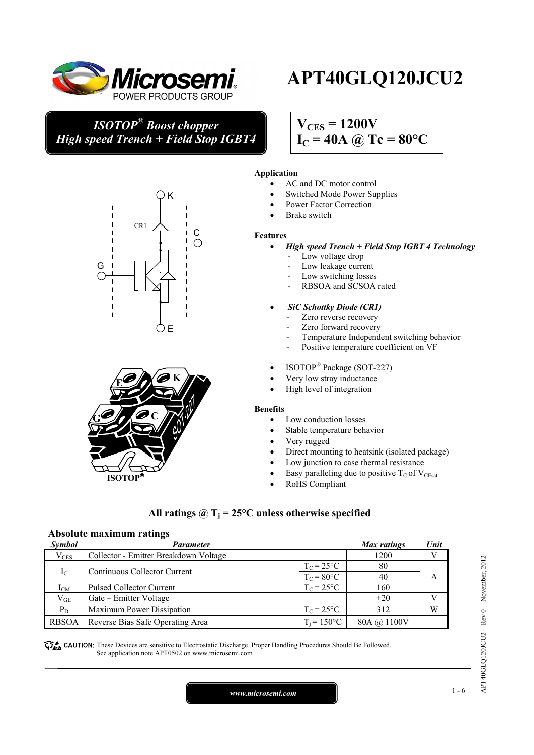# APT40GLQ120JCU2

***ISOTOP® Boost chopper***
***High speed Trench + Field Stop IGBT4***

$V_{CES}$ = 1200V
$I_C$ = 40A @ Tc = 80°C

**Application**

- AC and DC motor control
- Switched Mode Power Supplies
- Power Factor Correction
- Brake switch

**Features**

- ***High speed Trench + Field Stop IGBT 4 Technology***
  - Low voltage drop
  - Low leakage current
  - Low switching losses
  - RBSOA and SCSOA rated
- ***SiC Schottky Diode (CR1)***
  - Zero reverse recovery
  - Zero forward recovery
  - Temperature Independent switching behavior
  - Positive temperature coefficient on VF
- ISOTOP® Package (SOT-227)
- Very low stray inductance
- High level of integration

**Benefits**

- Low conduction losses
- Stable temperature behavior
- Very rugged
- Direct mounting to heatsink (isolated package)
- Low junction to case thermal resistance
- Easy paralleling due to positive $T_C$ of $V_{CEsat}$
- RoHS Compliant

**All ratings @ $T_j$ = 25°C unless otherwise specified**

## Absolute maximum ratings

| *Symbol* | *Parameter* | | *Max ratings* | *Unit* |
|---|---|---|---|---|
| $V_{CES}$ | Collector - Emitter Breakdown Voltage | | 1200 | V |
| $I_C$ | Continuous Collector Current | $T_C$ = 25°C | 80 | A |
| | | $T_C$ = 80°C | 40 | |
| $I_{CM}$ | Pulsed Collector Current | $T_C$ = 25°C | 160 | |
| $V_{GE}$ | Gate – Emitter Voltage | | ±20 | V |
| $P_D$ | Maximum Power Dissipation | $T_C$ = 25°C | 312 | W |
| RBSOA | Reverse Bias Safe Operating Area | $T_j$ = 150°C | 80A @ 1100V | |

CAUTION: These Devices are sensitive to Electrostatic Discharge. Proper Handling Procedures Should Be Followed. See application note APT0502 on www.microsemi.com

www.microsemi.com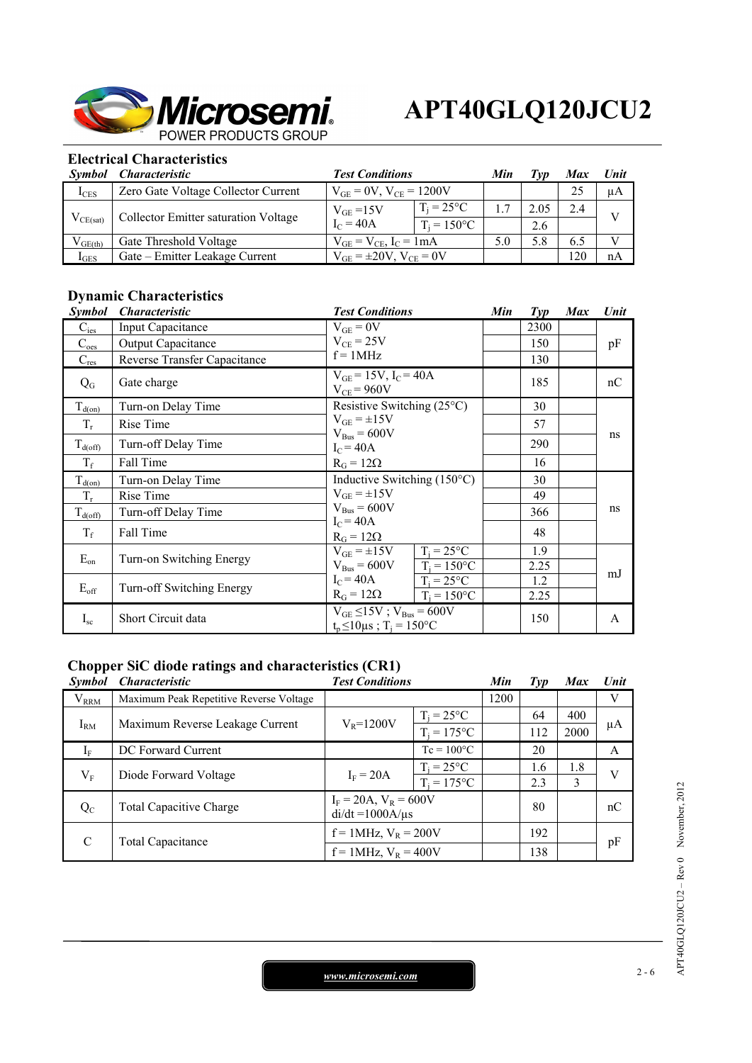# APT40GLQ120JCU2

## Electrical Characteristics

| Symbol | Characteristic | Test Conditions | | Min | Typ | Max | Unit |
|---|---|---|---|---|---|---|---|
| $I_{CES}$ | Zero Gate Voltage Collector Current | $V_{GE} = 0V$, $V_{CE} = 1200V$ | | | | 25 | µA |
| $V_{CE(sat)}$ | Collector Emitter saturation Voltage | $V_{GE} = 15V$ $I_C = 40A$ | $T_j = 25°C$ | 1.7 | 2.05 | 2.4 | V |
| | | | $T_j = 150°C$ | | 2.6 | | |
| $V_{GE(th)}$ | Gate Threshold Voltage | $V_{GE} = V_{CE}$, $I_C = 1mA$ | | 5.0 | 5.8 | 6.5 | V |
| $I_{GES}$ | Gate – Emitter Leakage Current | $V_{GE} = \pm 20V$, $V_{CE} = 0V$ | | | | 120 | nA |

## Dynamic Characteristics

| Symbol | Characteristic | Test Conditions | | Min | Typ | Max | Unit |
|---|---|---|---|---|---|---|---|
| $C_{ies}$ | Input Capacitance | $V_{GE} = 0V$ $V_{CE} = 25V$ $f = 1MHz$ | | | 2300 | | pF |
| $C_{oes}$ | Output Capacitance | | | | 150 | | |
| $C_{res}$ | Reverse Transfer Capacitance | | | | 130 | | |
| $Q_G$ | Gate charge | $V_{GE} = 15V$, $I_C = 40A$ $V_{CE} = 960V$ | | | 185 | | nC |
| $T_{d(on)}$ | Turn-on Delay Time | Resistive Switching (25°C) $V_{GE} = \pm 15V$ $V_{Bus} = 600V$ $I_C = 40A$ $R_G = 12\Omega$ | | | 30 | | ns |
| $T_r$ | Rise Time | | | | 57 | | |
| $T_{d(off)}$ | Turn-off Delay Time | | | | 290 | | |
| $T_f$ | Fall Time | | | | 16 | | |
| $T_{d(on)}$ | Turn-on Delay Time | Inductive Switching (150°C) $V_{GE} = \pm 15V$ $V_{Bus} = 600V$ $I_C = 40A$ $R_G = 12\Omega$ | | | 30 | | ns |
| $T_r$ | Rise Time | | | | 49 | | |
| $T_{d(off)}$ | Turn-off Delay Time | | | | 366 | | |
| $T_f$ | Fall Time | | | | 48 | | |
| $E_{on}$ | Turn-on Switching Energy | $V_{GE} = \pm 15V$ $V_{Bus} = 600V$ $I_C = 40A$ $R_G = 12\Omega$ | $T_j = 25°C$ | | 1.9 | | mJ |
| | | | $T_j = 150°C$ | | 2.25 | | |
| $E_{off}$ | Turn-off Switching Energy | | $T_j = 25°C$ | | 1.2 | | |
| | | | $T_j = 150°C$ | | 2.25 | | |
| $I_{sc}$ | Short Circuit data | $V_{GE} \leq 15V$ ; $V_{Bus} = 600V$ $t_p \leq 10\mu s$ ; $T_j = 150°C$ | | | 150 | | A |

## Chopper SiC diode ratings and characteristics (CR1)

| Symbol | Characteristic | Test Conditions | | Min | Typ | Max | Unit |
|---|---|---|---|---|---|---|---|
| $V_{RRM}$ | Maximum Peak Repetitive Reverse Voltage | | | 1200 | | | V |
| $I_{RM}$ | Maximum Reverse Leakage Current | $V_R = 1200V$ | $T_j = 25°C$ | | 64 | 400 | µA |
| | | | $T_j = 175°C$ | | 112 | 2000 | |
| $I_F$ | DC Forward Current | | $Tc = 100°C$ | | 20 | | A |
| $V_F$ | Diode Forward Voltage | $I_F = 20A$ | $T_j = 25°C$ | | 1.6 | 1.8 | V |
| | | | $T_j = 175°C$ | | 2.3 | 3 | |
| $Q_C$ | Total Capacitive Charge | $I_F = 20A$, $V_R = 600V$ $di/dt = 1000A/\mu s$ | | | 80 | | nC |
| C | Total Capacitance | $f = 1MHz$, $V_R = 200V$ | | | 192 | | pF |
| | | $f = 1MHz$, $V_R = 400V$ | | | 138 | | |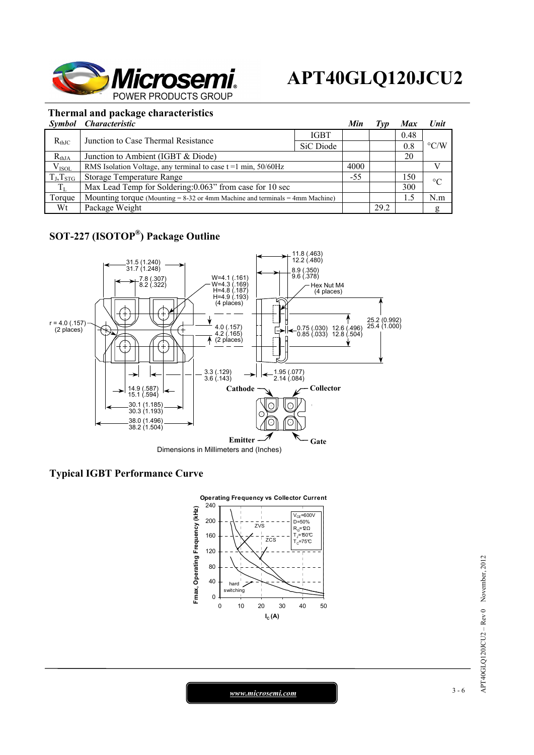# APT40GLQ120JCU2

## Thermal and package characteristics

| Symbol | Characteristic | | Min | Typ | Max | Unit |
|---|---|---|---|---|---|---|
| $R_{thJC}$ | Junction to Case Thermal Resistance | IGBT | | | 0.48 | °C/W |
| | | SiC Diode | | | 0.8 | |
| $R_{thJA}$ | Junction to Ambient (IGBT & Diode) | | | | 20 | |
| $V_{ISOL}$ | RMS Isolation Voltage, any terminal to case t =1 min, 50/60Hz | | 4000 | | | V |
| $T_J$,$T_{STG}$ | Storage Temperature Range | | -55 | | 150 | °C |
| $T_L$ | Max Lead Temp for Soldering:0.063" from case for 10 sec | | | | 300 | |
| Torque | Mounting torque (Mounting = 8-32 or 4mm Machine and terminals = 4mm Machine) | | | | 1.5 | N.m |
| Wt | Package Weight | | | 29.2 | | g |

## SOT-227 (ISOTOP®) Package Outline

31.5 (1.240) / 31.7 (1.248); 7.8 (.307) / 8.2 (.322); W=4.1 (.161) / W=4.3 (.169) / H=4.8 (.187) / H=4.9 (.193) (4 places); r = 4.0 (.157) (2 places); 4.0 (.157) / 4.2 (.165) (2 places); 3.3 (.129) / 3.6 (.143); 14.9 (.587) / 15.1 (.594); 30.1 (1.185) / 30.3 (1.193); 38.0 (1.496) / 38.2 (1.504); 11.8 (.463) / 12.2 (.480); 8.9 (.350) / 9.6 (.378); Hex Nut M4 (4 places); 0.75 (.030) / 0.85 (.033); 12.6 (.496) / 12.8 (.504); 25.2 (0.992) / 25.4 (1.000); 1.95 (.077) / 2.14 (.084)

Cathode, Collector, Emitter, Gate

Dimensions in Millimeters and (Inches)

## Typical IGBT Performance Curve

Operating Frequency vs Collector Current

($V_{CE}$=600V, D=50%, $R_G$=12Ω, $T_J$=150°C, $T_C$=75°C; curves: ZVS, ZCS, hard switching; y-axis: Fmax, Operating Frequency (kHz); x-axis: $I_C$ (A))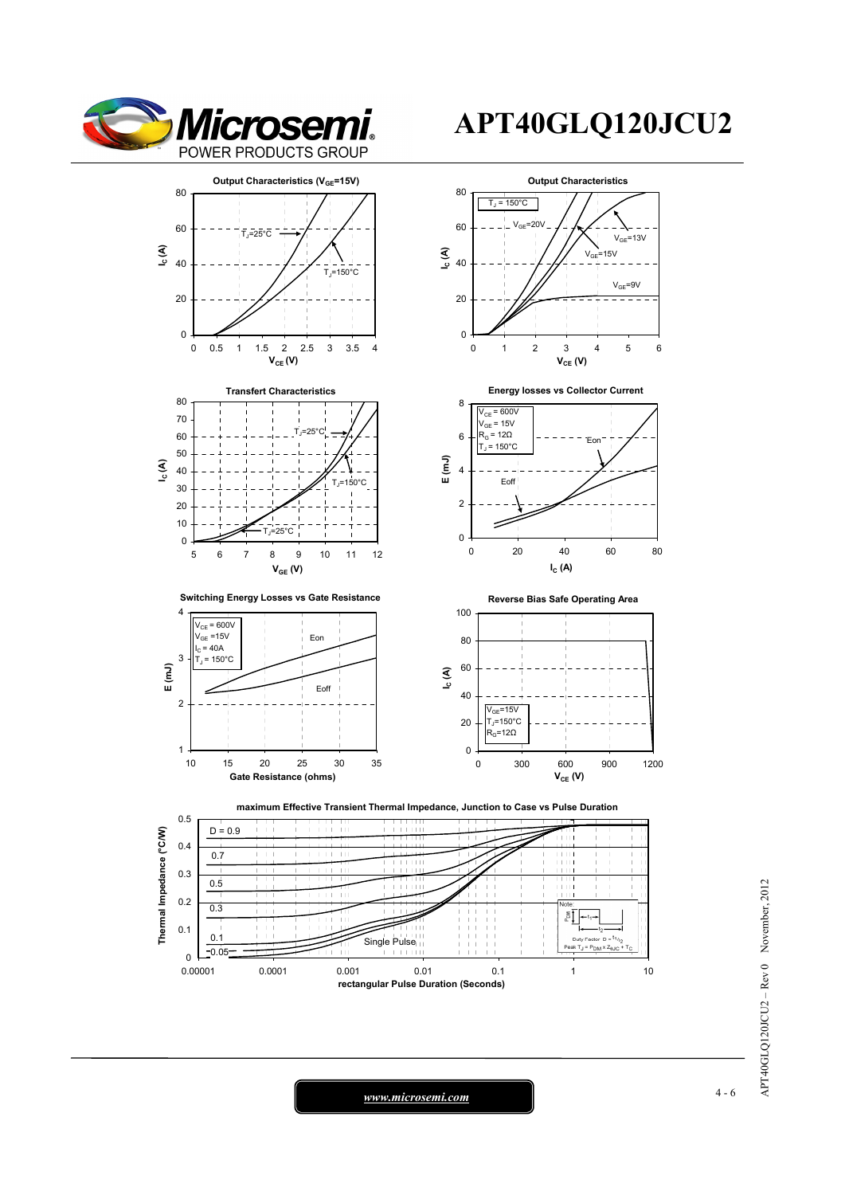# APT40GLQ120JCU2

**Output Characteristics ($V_{GE}$=15V)**

$T_J$=25°C, $T_J$=150°C

$I_C$ (A) vs $V_{CE}$ (V)

**Output Characteristics**

$T_J$ = 150°C

$V_{GE}$=20V, $V_{GE}$=13V, $V_{GE}$=15V, $V_{GE}$=9V

$I_C$ (A) vs $V_{CE}$ (V)

**Transfert Characteristics**

$T_J$=25°C, $T_J$=150°C, $T_J$=25°C

$I_C$ (A) vs $V_{GE}$ (V)

**Energy losses vs Collector Current**

$V_{CE}$ = 600V
$V_{GE}$ = 15V
$R_G$ = 12Ω
$T_J$ = 150°C

Eon, Eoff

E (mJ) vs $I_C$ (A)

**Switching Energy Losses vs Gate Resistance**

$V_{CE}$ = 600V
$V_{GE}$ =15V
$I_C$ = 40A
$T_J$ = 150°C

Eon, Eoff

E (mJ) vs Gate Resistance (ohms)

**Reverse Bias Safe Operating Area**

$V_{GE}$=15V
$T_J$=150°C
$R_G$=12Ω

$I_C$ (A) vs $V_{CE}$ (V)

**maximum Effective Transient Thermal Impedance, Junction to Case vs Pulse Duration**

D = 0.9, 0.7, 0.5, 0.3, 0.1, 0.05, Single Pulse

Note: Duty Factor $D = t_1/t_2$; Peak $T_J = P_{DM} \times Z_{\theta JC} + T_C$

Thermal Impedance (°C/W) vs rectangular Pulse Duration (Seconds)

*www.microsemi.com*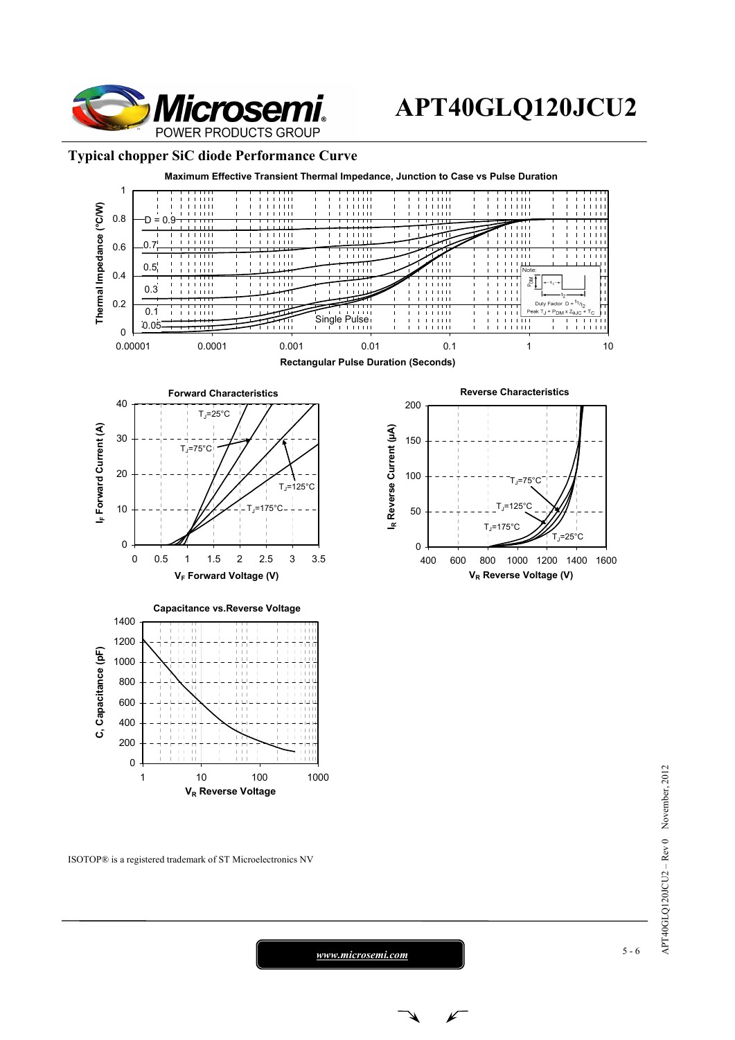## Typical chopper SiC diode Performance Curve

**Maximum Effective Transient Thermal Impedance, Junction to Case vs Pulse Duration**

Thermal Impedance (°C/W) vs Rectangular Pulse Duration (Seconds)

D = 0.9, 0.7, 0.5, 0.3, 0.1, 0.05, Single Pulse

Note: Duty Factor $D = t_1/t_2$; Peak $T_J = P_{DM} \times Z_{\theta JC} + T_C$

**Forward Characteristics**

$I_F$ Forward Current (A) vs $V_F$ Forward Voltage (V)

$T_J$=25°C, $T_J$=75°C, $T_J$=125°C, $T_J$=175°C

**Reverse Characteristics**

$I_R$ Reverse Current (µA) vs $V_R$ Reverse Voltage (V)

$T_J$=75°C, $T_J$=125°C, $T_J$=175°C, $T_J$=25°C

**Capacitance vs.Reverse Voltage**

C, Capacitance (pF) vs $V_R$ Reverse Voltage

ISOTOP® is a registered trademark of ST Microelectronics NV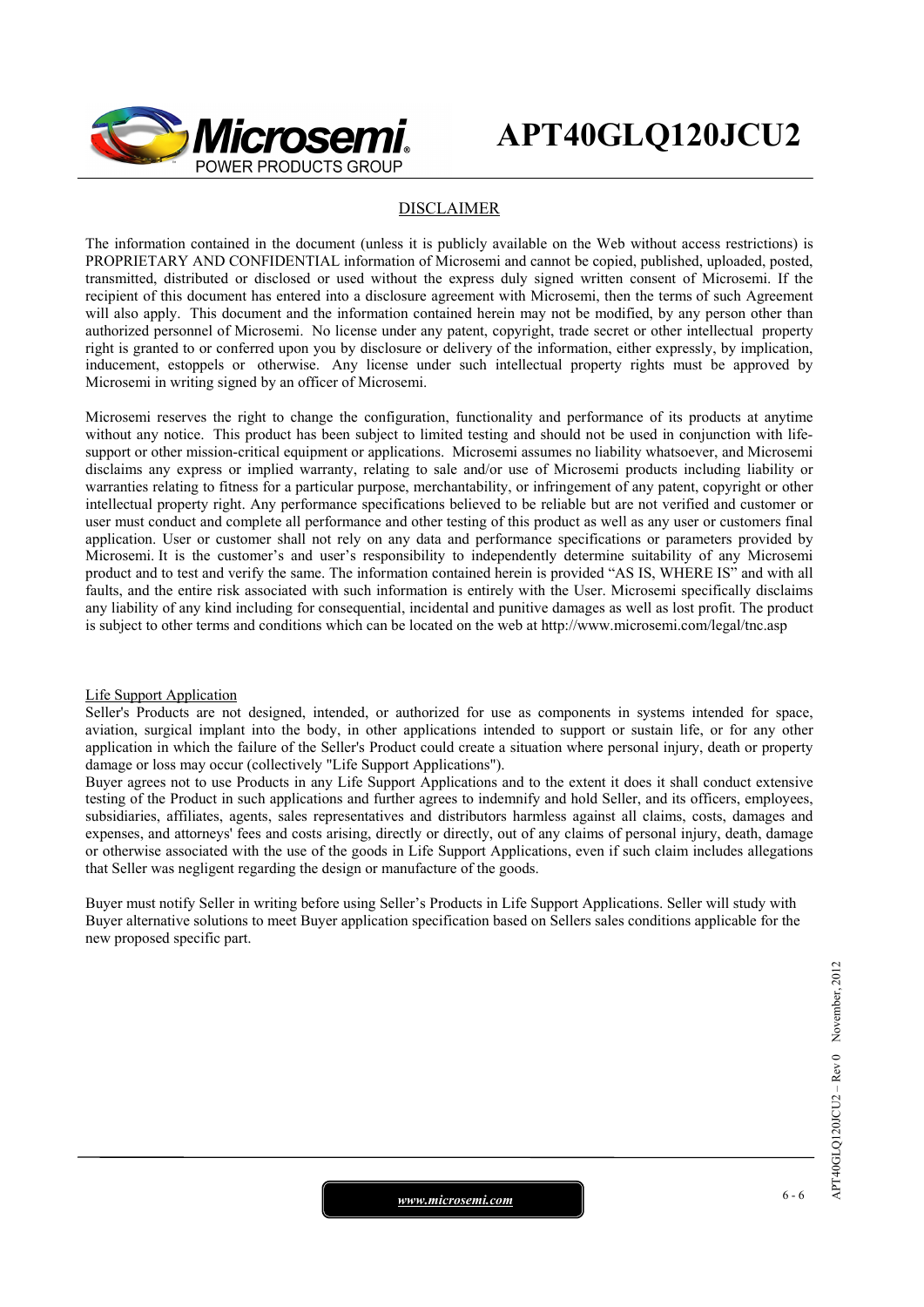## DISCLAIMER

The information contained in the document (unless it is publicly available on the Web without access restrictions) is PROPRIETARY AND CONFIDENTIAL information of Microsemi and cannot be copied, published, uploaded, posted, transmitted, distributed or disclosed or used without the express duly signed written consent of Microsemi. If the recipient of this document has entered into a disclosure agreement with Microsemi, then the terms of such Agreement will also apply. This document and the information contained herein may not be modified, by any person other than authorized personnel of Microsemi. No license under any patent, copyright, trade secret or other intellectual property right is granted to or conferred upon you by disclosure or delivery of the information, either expressly, by implication, inducement, estoppels or otherwise. Any license under such intellectual property rights must be approved by Microsemi in writing signed by an officer of Microsemi.

Microsemi reserves the right to change the configuration, functionality and performance of its products at anytime without any notice. This product has been subject to limited testing and should not be used in conjunction with life-support or other mission-critical equipment or applications. Microsemi assumes no liability whatsoever, and Microsemi disclaims any express or implied warranty, relating to sale and/or use of Microsemi products including liability or warranties relating to fitness for a particular purpose, merchantability, or infringement of any patent, copyright or other intellectual property right. Any performance specifications believed to be reliable but are not verified and customer or user must conduct and complete all performance and other testing of this product as well as any user or customers final application. User or customer shall not rely on any data and performance specifications or parameters provided by Microsemi. It is the customer's and user's responsibility to independently determine suitability of any Microsemi product and to test and verify the same. The information contained herein is provided "AS IS, WHERE IS" and with all faults, and the entire risk associated with such information is entirely with the User. Microsemi specifically disclaims any liability of any kind including for consequential, incidental and punitive damages as well as lost profit. The product is subject to other terms and conditions which can be located on the web at http://www.microsemi.com/legal/tnc.asp

### Life Support Application

Seller's Products are not designed, intended, or authorized for use as components in systems intended for space, aviation, surgical implant into the body, in other applications intended to support or sustain life, or for any other application in which the failure of the Seller's Product could create a situation where personal injury, death or property damage or loss may occur (collectively "Life Support Applications").

Buyer agrees not to use Products in any Life Support Applications and to the extent it does it shall conduct extensive testing of the Product in such applications and further agrees to indemnify and hold Seller, and its officers, employees, subsidiaries, affiliates, agents, sales representatives and distributors harmless against all claims, costs, damages and expenses, and attorneys' fees and costs arising, directly or directly, out of any claims of personal injury, death, damage or otherwise associated with the use of the goods in Life Support Applications, even if such claim includes allegations that Seller was negligent regarding the design or manufacture of the goods.

Buyer must notify Seller in writing before using Seller's Products in Life Support Applications. Seller will study with Buyer alternative solutions to meet Buyer application specification based on Sellers sales conditions applicable for the new proposed specific part.